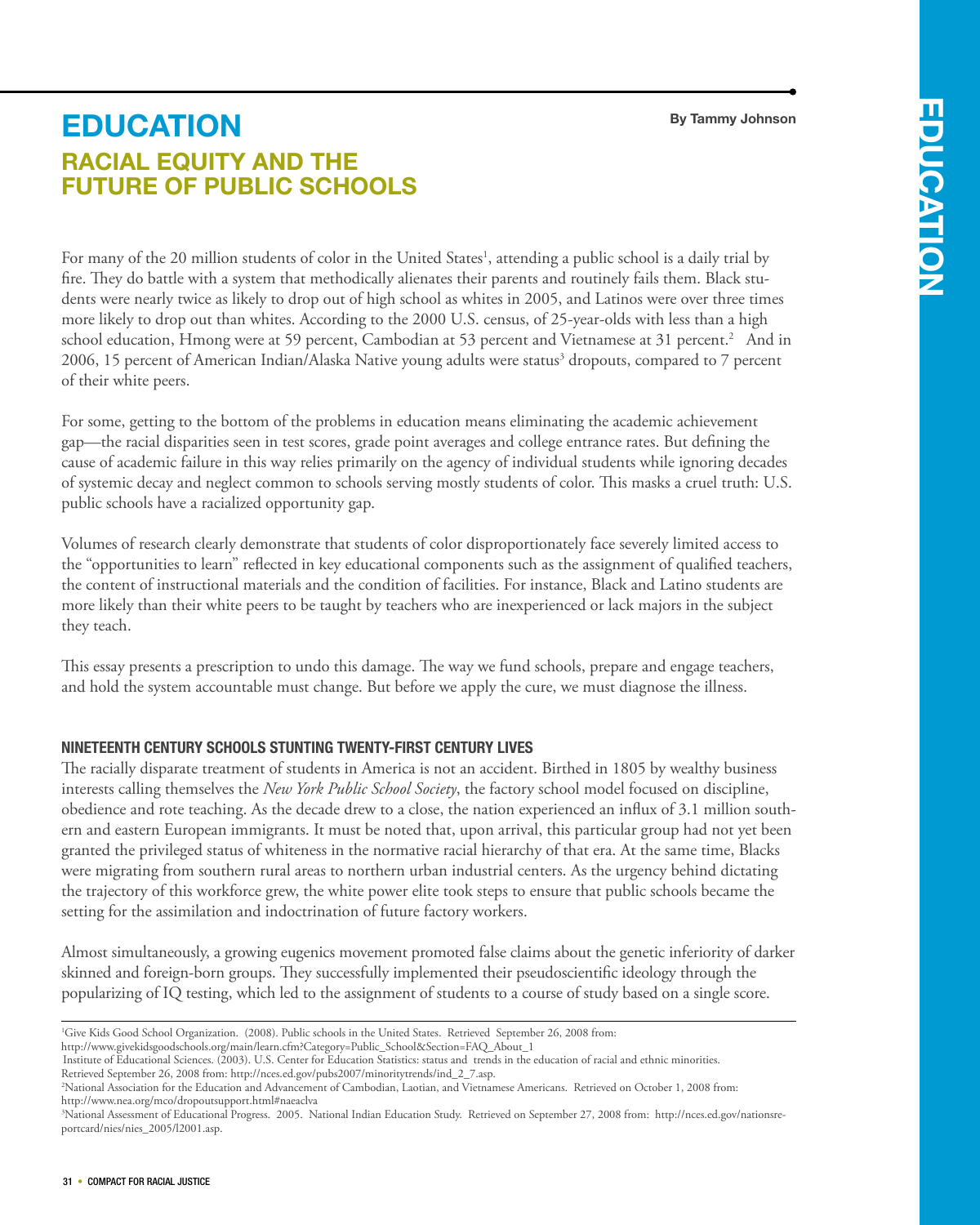# EDUCATION

## RACIAL EQUITY AND THE FUTURE OF PUBLIC SCHOOLS

**By Tammy Johnson**

For many of the 20 million students of color in the United States[1], attending a public school is a daily trial by fire. They do battle with a system that methodically alienates their parents and routinely fails them. Black students were nearly twice as likely to drop out of high school as whites in 2005, and Latinos were over three times more likely to drop out than whites. According to the 2000 U.S. census, of 25-year-olds with less than a high school education, Hmong were at 59 percent, Cambodian at 53 percent and Vietnamese at 31 percent.[2] And in 2006, 15 percent of American Indian/Alaska Native young adults were status[3] dropouts, compared to 7 percent of their white peers.

For some, getting to the bottom of the problems in education means eliminating the academic achievement gap—the racial disparities seen in test scores, grade point averages and college entrance rates. But defining the cause of academic failure in this way relies primarily on the agency of individual students while ignoring decades of systemic decay and neglect common to schools serving mostly students of color. This masks a cruel truth: U.S. public schools have a racialized opportunity gap.

Volumes of research clearly demonstrate that students of color disproportionately face severely limited access to the "opportunities to learn" reflected in key educational components such as the assignment of qualified teachers, the content of instructional materials and the condition of facilities. For instance, Black and Latino students are more likely than their white peers to be taught by teachers who are inexperienced or lack majors in the subject they teach.

This essay presents a prescription to undo this damage. The way we fund schools, prepare and engage teachers, and hold the system accountable must change. But before we apply the cure, we must diagnose the illness.

### NINETEENTH CENTURY SCHOOLS STUNTING TWENTY-FIRST CENTURY LIVES

The racially disparate treatment of students in America is not an accident. Birthed in 1805 by wealthy business interests calling themselves the *New York Public School Society*, the factory school model focused on discipline, obedience and rote teaching. As the decade drew to a close, the nation experienced an influx of 3.1 million southern and eastern European immigrants. It must be noted that, upon arrival, this particular group had not yet been granted the privileged status of whiteness in the normative racial hierarchy of that era. At the same time, Blacks were migrating from southern rural areas to northern urban industrial centers. As the urgency behind dictating the trajectory of this workforce grew, the white power elite took steps to ensure that public schools became the setting for the assimilation and indoctrination of future factory workers.

Almost simultaneously, a growing eugenics movement promoted false claims about the genetic inferiority of darker skinned and foreign-born groups. They successfully implemented their pseudoscientific ideology through the popularizing of IQ testing, which led to the assignment of students to a course of study based on a single score.

---

[1] Give Kids Good School Organization. (2008). Public schools in the United States. Retrieved September 26, 2008 from: http://www.givekidsgoodschools.org/main/learn.cfm?Category=Public_School&Section=FAQ_About_1
Institute of Educational Sciences. (2003). U.S. Center for Education Statistics: status and trends in the education of racial and ethnic minorities. Retrieved September 26, 2008 from: http://nces.ed.gov/pubs2007/minoritytrends/ind_2_7.asp.

[2] National Association for the Education and Advancement of Cambodian, Laotian, and Vietnamese Americans. Retrieved on October 1, 2008 from: http://www.nea.org/mco/dropoutsupport.html#naeaclva

[3] National Assessment of Educational Progress. 2005. National Indian Education Study. Retrieved on September 27, 2008 from: http://nces.ed.gov/nationsreportcard/nies/nies_2005/l2001.asp.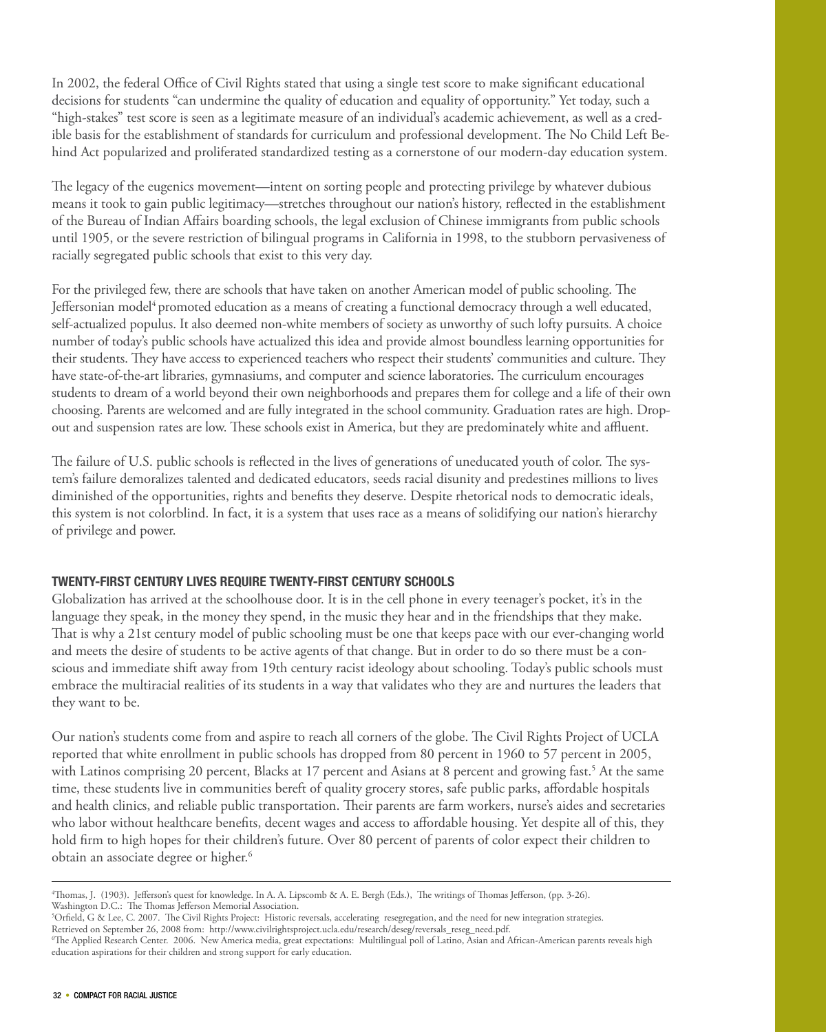In 2002, the federal Office of Civil Rights stated that using a single test score to make significant educational decisions for students "can undermine the quality of education and equality of opportunity." Yet today, such a "high-stakes" test score is seen as a legitimate measure of an individual's academic achievement, as well as a credible basis for the establishment of standards for curriculum and professional development. The No Child Left Behind Act popularized and proliferated standardized testing as a cornerstone of our modern-day education system.

The legacy of the eugenics movement—intent on sorting people and protecting privilege by whatever dubious means it took to gain public legitimacy—stretches throughout our nation's history, reflected in the establishment of the Bureau of Indian Affairs boarding schools, the legal exclusion of Chinese immigrants from public schools until 1905, or the severe restriction of bilingual programs in California in 1998, to the stubborn pervasiveness of racially segregated public schools that exist to this very day.

For the privileged few, there are schools that have taken on another American model of public schooling. The Jeffersonian model[4] promoted education as a means of creating a functional democracy through a well educated, self-actualized populus. It also deemed non-white members of society as unworthy of such lofty pursuits. A choice number of today's public schools have actualized this idea and provide almost boundless learning opportunities for their students. They have access to experienced teachers who respect their students' communities and culture. They have state-of-the-art libraries, gymnasiums, and computer and science laboratories. The curriculum encourages students to dream of a world beyond their own neighborhoods and prepares them for college and a life of their own choosing. Parents are welcomed and are fully integrated in the school community. Graduation rates are high. Drop-out and suspension rates are low. These schools exist in America, but they are predominately white and affluent.

The failure of U.S. public schools is reflected in the lives of generations of uneducated youth of color. The system's failure demoralizes talented and dedicated educators, seeds racial disunity and predestines millions to lives diminished of the opportunities, rights and benefits they deserve. Despite rhetorical nods to democratic ideals, this system is not colorblind. In fact, it is a system that uses race as a means of solidifying our nation's hierarchy of privilege and power.

### TWENTY-FIRST CENTURY LIVES REQUIRE TWENTY-FIRST CENTURY SCHOOLS

Globalization has arrived at the schoolhouse door. It is in the cell phone in every teenager's pocket, it's in the language they speak, in the money they spend, in the music they hear and in the friendships that they make. That is why a 21st century model of public schooling must be one that keeps pace with our ever-changing world and meets the desire of students to be active agents of that change. But in order to do so there must be a conscious and immediate shift away from 19th century racist ideology about schooling. Today's public schools must embrace the multiracial realities of its students in a way that validates who they are and nurtures the leaders that they want to be.

Our nation's students come from and aspire to reach all corners of the globe. The Civil Rights Project of UCLA reported that white enrollment in public schools has dropped from 80 percent in 1960 to 57 percent in 2005, with Latinos comprising 20 percent, Blacks at 17 percent and Asians at 8 percent and growing fast.[5] At the same time, these students live in communities bereft of quality grocery stores, safe public parks, affordable hospitals and health clinics, and reliable public transportation. Their parents are farm workers, nurse's aides and secretaries who labor without healthcare benefits, decent wages and access to affordable housing. Yet despite all of this, they hold firm to high hopes for their children's future. Over 80 percent of parents of color expect their children to obtain an associate degree or higher.[6]

---

[4]Thomas, J. (1903). Jefferson's quest for knowledge. In A. A. Lipscomb & A. E. Bergh (Eds.), The writings of Thomas Jefferson, (pp. 3-26). Washington D.C.: The Thomas Jefferson Memorial Association.

[5]Orfield, G & Lee, C. 2007. The Civil Rights Project: Historic reversals, accelerating resegregation, and the need for new integration strategies. Retrieved on September 26, 2008 from: http://www.civilrightsproject.ucla.edu/research/deseg/reversals_reseg_need.pdf.

[6]The Applied Research Center. 2006. New America media, great expectations: Multilingual poll of Latino, Asian and African-American parents reveals high education aspirations for their children and strong support for early education.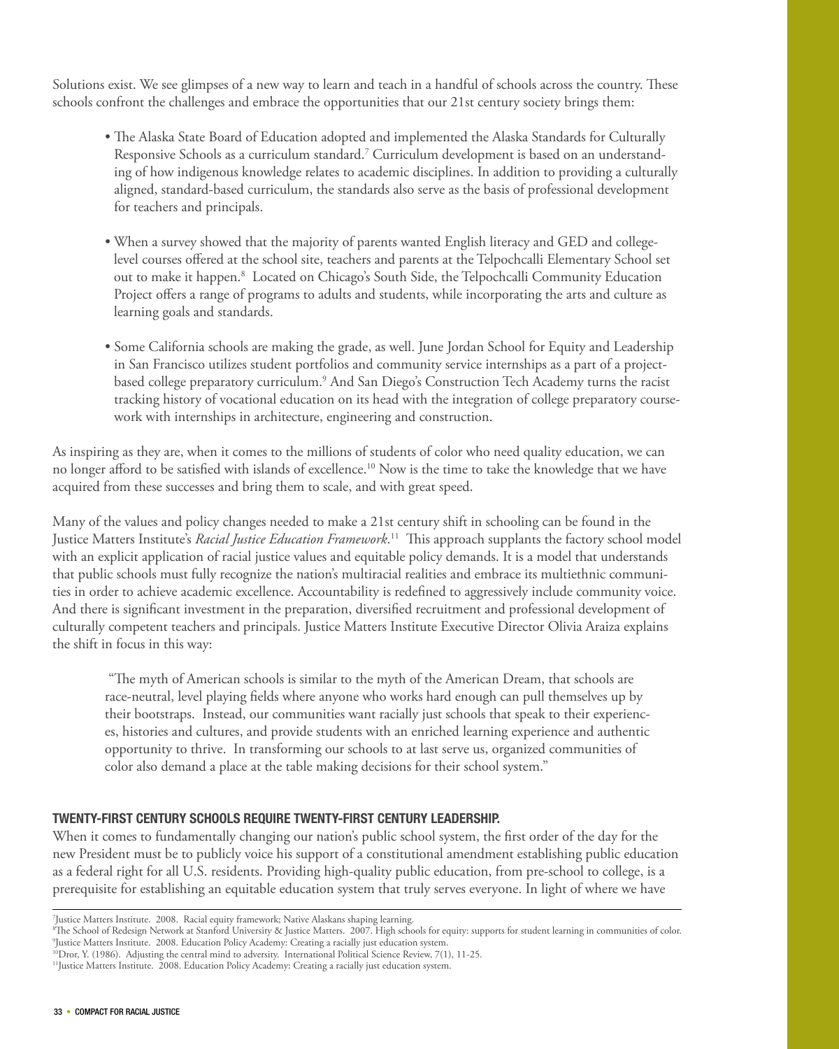Solutions exist. We see glimpses of a new way to learn and teach in a handful of schools across the country. These schools confront the challenges and embrace the opportunities that our 21st century society brings them:

- The Alaska State Board of Education adopted and implemented the Alaska Standards for Culturally Responsive Schools as a curriculum standard.[7] Curriculum development is based on an understanding of how indigenous knowledge relates to academic disciplines. In addition to providing a culturally aligned, standard-based curriculum, the standards also serve as the basis of professional development for teachers and principals.

- When a survey showed that the majority of parents wanted English literacy and GED and college-level courses offered at the school site, teachers and parents at the Telpochcalli Elementary School set out to make it happen.[8] Located on Chicago's South Side, the Telpochcalli Community Education Project offers a range of programs to adults and students, while incorporating the arts and culture as learning goals and standards.

- Some California schools are making the grade, as well. June Jordan School for Equity and Leadership in San Francisco utilizes student portfolios and community service internships as a part of a project-based college preparatory curriculum.[9] And San Diego's Construction Tech Academy turns the racist tracking history of vocational education on its head with the integration of college preparatory coursework with internships in architecture, engineering and construction.

As inspiring as they are, when it comes to the millions of students of color who need quality education, we can no longer afford to be satisfied with islands of excellence.[10] Now is the time to take the knowledge that we have acquired from these successes and bring them to scale, and with great speed.

Many of the values and policy changes needed to make a 21st century shift in schooling can be found in the Justice Matters Institute's *Racial Justice Education Framework*.[11] This approach supplants the factory school model with an explicit application of racial justice values and equitable policy demands. It is a model that understands that public schools must fully recognize the nation's multiracial realities and embrace its multiethnic communities in order to achieve academic excellence. Accountability is redefined to aggressively include community voice. And there is significant investment in the preparation, diversified recruitment and professional development of culturally competent teachers and principals. Justice Matters Institute Executive Director Olivia Araiza explains the shift in focus in this way:

> "The myth of American schools is similar to the myth of the American Dream, that schools are race-neutral, level playing fields where anyone who works hard enough can pull themselves up by their bootstraps. Instead, our communities want racially just schools that speak to their experiences, histories and cultures, and provide students with an enriched learning experience and authentic opportunity to thrive. In transforming our schools to at last serve us, organized communities of color also demand a place at the table making decisions for their school system."

### TWENTY-FIRST CENTURY SCHOOLS REQUIRE TWENTY-FIRST CENTURY LEADERSHIP.

When it comes to fundamentally changing our nation's public school system, the first order of the day for the new President must be to publicly voice his support of a constitutional amendment establishing public education as a federal right for all U.S. residents. Providing high-quality public education, from pre-school to college, is a prerequisite for establishing an equitable education system that truly serves everyone. In light of where we have

---

[7] Justice Matters Institute. 2008. Racial equity framework; Native Alaskans shaping learning.
[8] The School of Redesign Network at Stanford University & Justice Matters. 2007. High schools for equity: supports for student learning in communities of color.
[9] Justice Matters Institute. 2008. Education Policy Academy: Creating a racially just education system.
[10] Dror, Y. (1986). Adjusting the central mind to adversity. International Political Science Review, 7(1), 11-25.
[11] Justice Matters Institute. 2008. Education Policy Academy: Creating a racially just education system.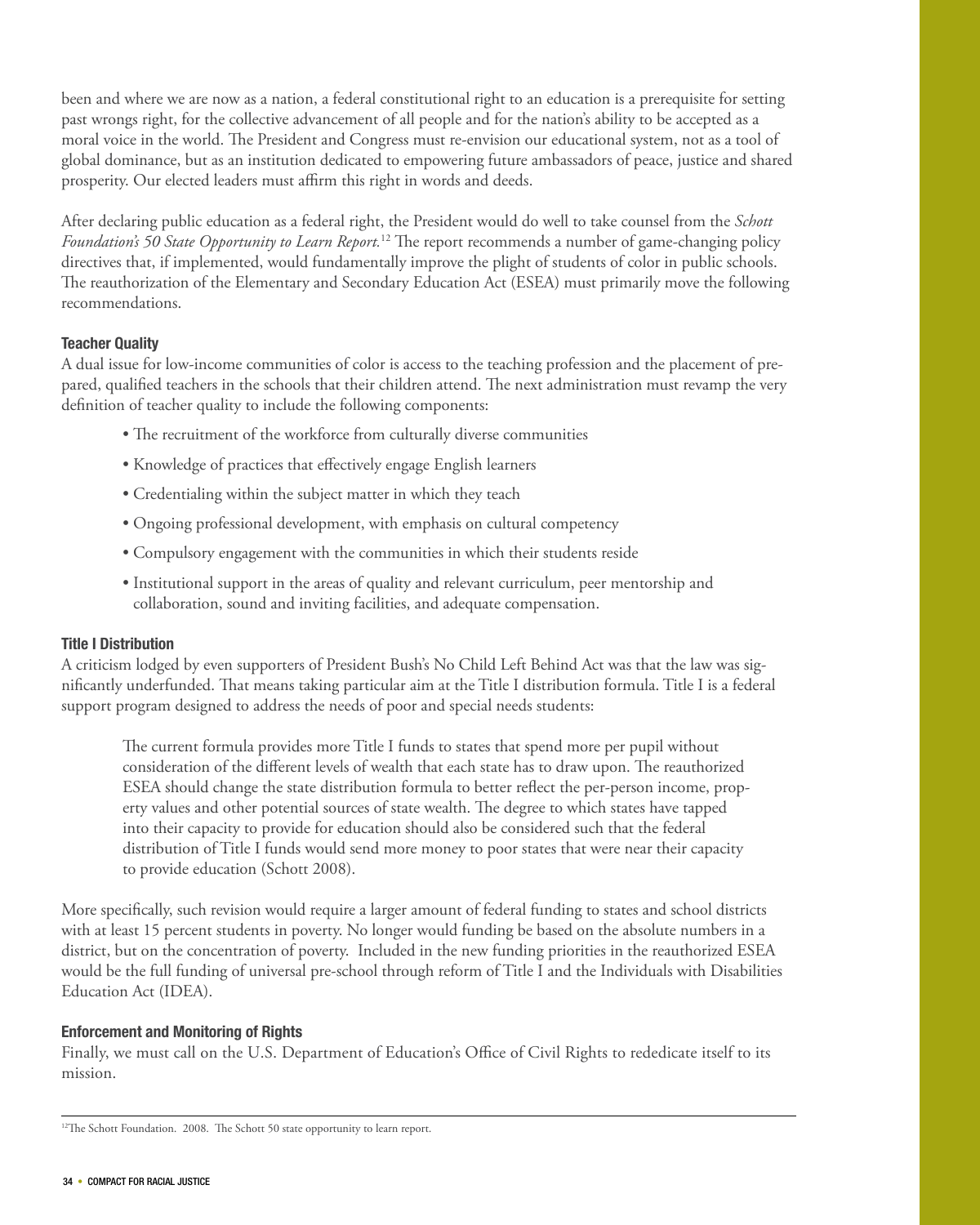been and where we are now as a nation, a federal constitutional right to an education is a prerequisite for setting past wrongs right, for the collective advancement of all people and for the nation's ability to be accepted as a moral voice in the world. The President and Congress must re-envision our educational system, not as a tool of global dominance, but as an institution dedicated to empowering future ambassadors of peace, justice and shared prosperity. Our elected leaders must affirm this right in words and deeds.

After declaring public education as a federal right, the President would do well to take counsel from the *Schott Foundation's 50 State Opportunity to Learn Report.*[12] The report recommends a number of game-changing policy directives that, if implemented, would fundamentally improve the plight of students of color in public schools. The reauthorization of the Elementary and Secondary Education Act (ESEA) must primarily move the following recommendations.

**Teacher Quality**

A dual issue for low-income communities of color is access to the teaching profession and the placement of prepared, qualified teachers in the schools that their children attend. The next administration must revamp the very definition of teacher quality to include the following components:

- The recruitment of the workforce from culturally diverse communities
- Knowledge of practices that effectively engage English learners
- Credentialing within the subject matter in which they teach
- Ongoing professional development, with emphasis on cultural competency
- Compulsory engagement with the communities in which their students reside
- Institutional support in the areas of quality and relevant curriculum, peer mentorship and collaboration, sound and inviting facilities, and adequate compensation.

**Title I Distribution**

A criticism lodged by even supporters of President Bush's No Child Left Behind Act was that the law was significantly underfunded. That means taking particular aim at the Title I distribution formula. Title I is a federal support program designed to address the needs of poor and special needs students:

> The current formula provides more Title I funds to states that spend more per pupil without consideration of the different levels of wealth that each state has to draw upon. The reauthorized ESEA should change the state distribution formula to better reflect the per-person income, property values and other potential sources of state wealth. The degree to which states have tapped into their capacity to provide for education should also be considered such that the federal distribution of Title I funds would send more money to poor states that were near their capacity to provide education (Schott 2008).

More specifically, such revision would require a larger amount of federal funding to states and school districts with at least 15 percent students in poverty. No longer would funding be based on the absolute numbers in a district, but on the concentration of poverty. Included in the new funding priorities in the reauthorized ESEA would be the full funding of universal pre-school through reform of Title I and the Individuals with Disabilities Education Act (IDEA).

**Enforcement and Monitoring of Rights**

Finally, we must call on the U.S. Department of Education's Office of Civil Rights to rededicate itself to its mission.

[12] The Schott Foundation. 2008. The Schott 50 state opportunity to learn report.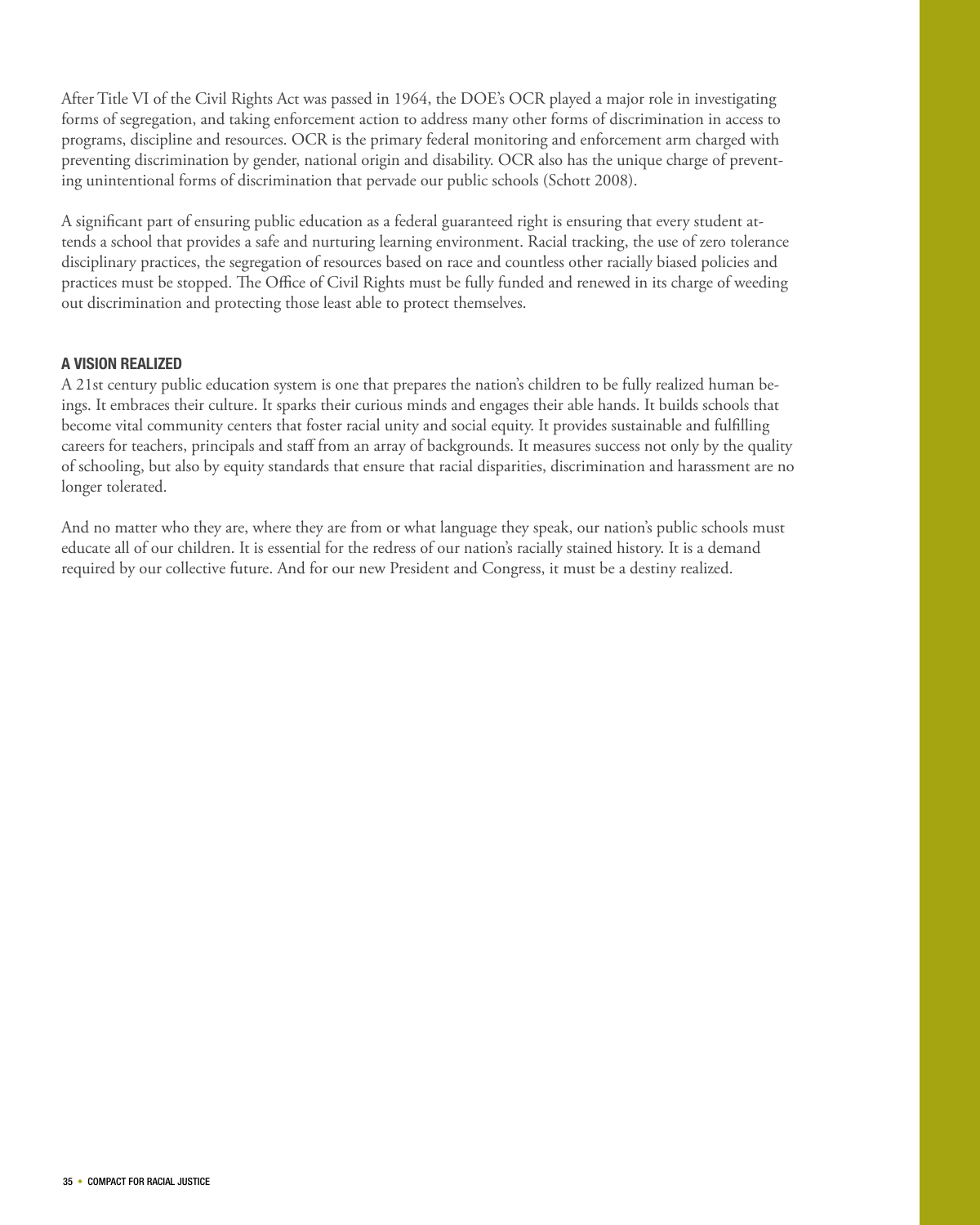After Title VI of the Civil Rights Act was passed in 1964, the DOE's OCR played a major role in investigating forms of segregation, and taking enforcement action to address many other forms of discrimination in access to programs, discipline and resources. OCR is the primary federal monitoring and enforcement arm charged with preventing discrimination by gender, national origin and disability. OCR also has the unique charge of preventing unintentional forms of discrimination that pervade our public schools (Schott 2008).

A significant part of ensuring public education as a federal guaranteed right is ensuring that every student attends a school that provides a safe and nurturing learning environment. Racial tracking, the use of zero tolerance disciplinary practices, the segregation of resources based on race and countless other racially biased policies and practices must be stopped. The Office of Civil Rights must be fully funded and renewed in its charge of weeding out discrimination and protecting those least able to protect themselves.

### A VISION REALIZED

A 21st century public education system is one that prepares the nation's children to be fully realized human beings. It embraces their culture. It sparks their curious minds and engages their able hands. It builds schools that become vital community centers that foster racial unity and social equity. It provides sustainable and fulfilling careers for teachers, principals and staff from an array of backgrounds. It measures success not only by the quality of schooling, but also by equity standards that ensure that racial disparities, discrimination and harassment are no longer tolerated.

And no matter who they are, where they are from or what language they speak, our nation's public schools must educate all of our children. It is essential for the redress of our nation's racially stained history. It is a demand required by our collective future. And for our new President and Congress, it must be a destiny realized.